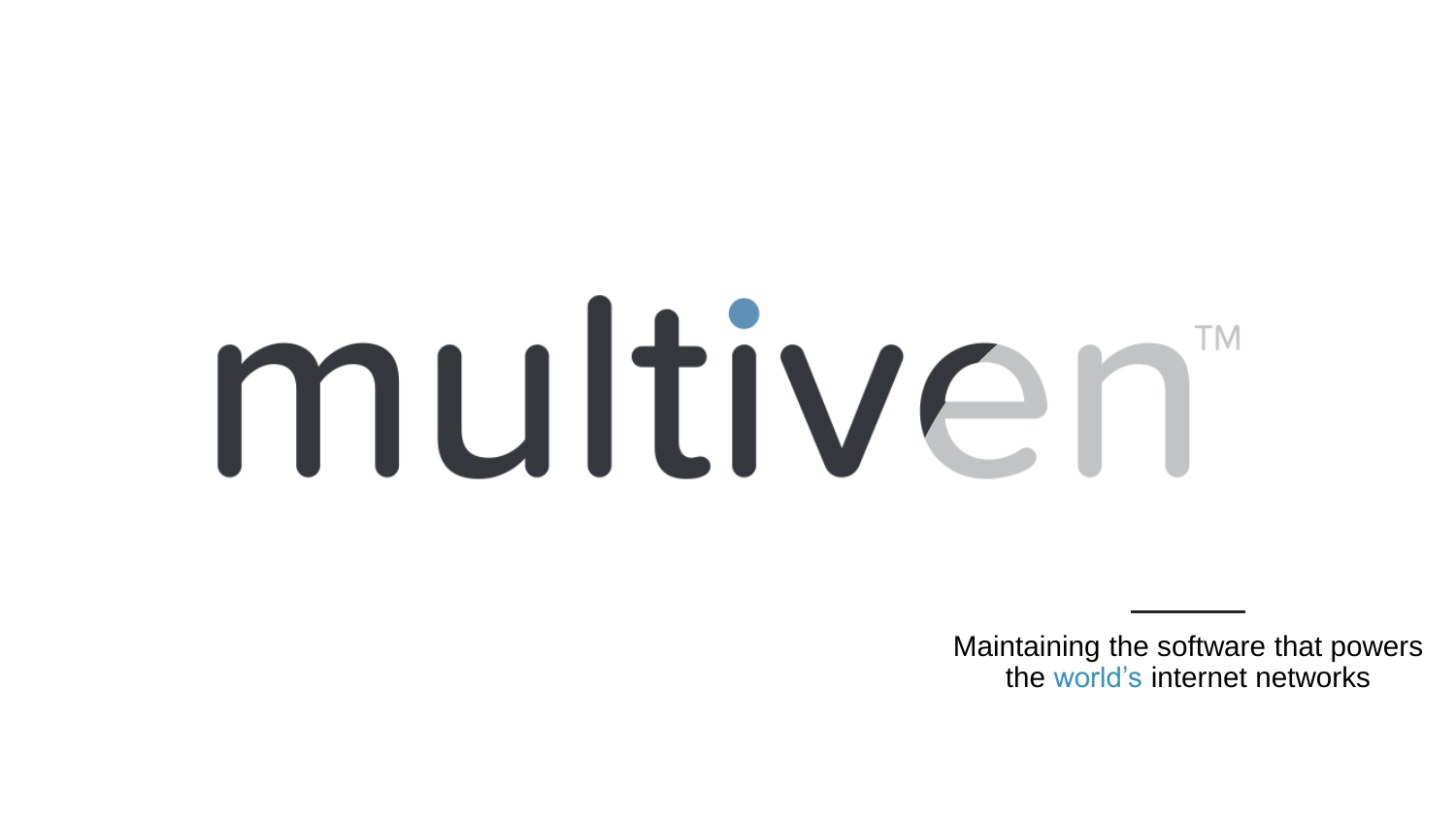# multiven™

Maintaining the software that powers the world's internet networks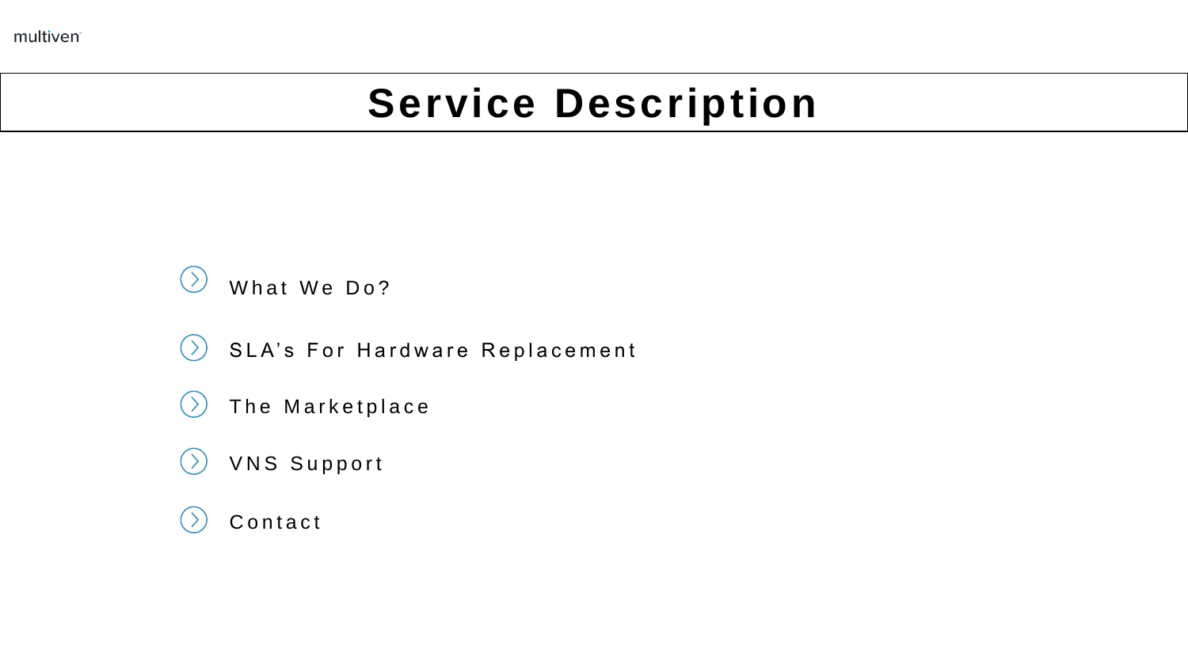# Service Description

- What We Do?
- SLA’s For Hardware Replacement
- The Marketplace
- VNS Support
- Contact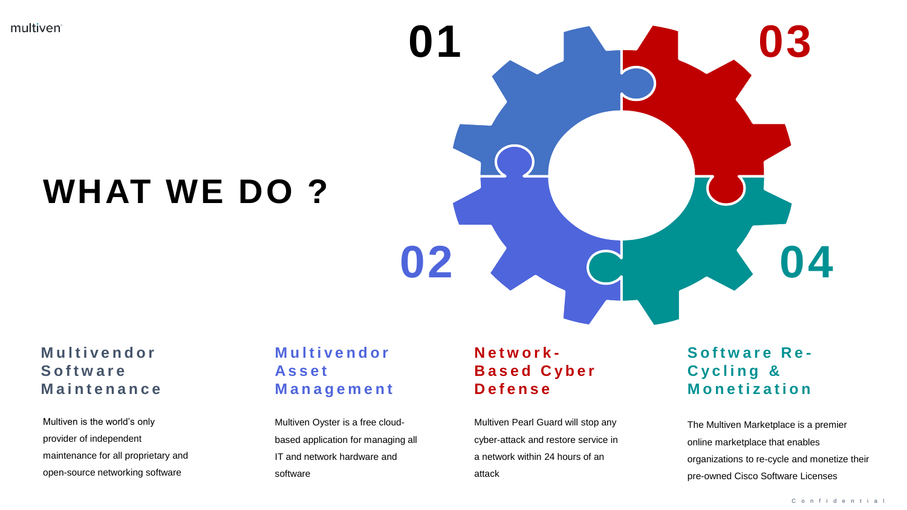# WHAT WE DO ?

## 01 Multivendor Software Maintenance

Multiven is the world's only provider of independent maintenance for all proprietary and open-source networking software

## 02 Multivendor Asset Management

Multiven Oyster is a free cloud-based application for managing all IT and network hardware and software

## 03 Network-Based Cyber Defense

Multiven Pearl Guard will stop any cyber-attack and restore service in a network within 24 hours of an attack

## 04 Software Re-Cycling & Monetization

The Multiven Marketplace is a premier online marketplace that enables organizations to re-cycle and monetize their pre-owned Cisco Software Licenses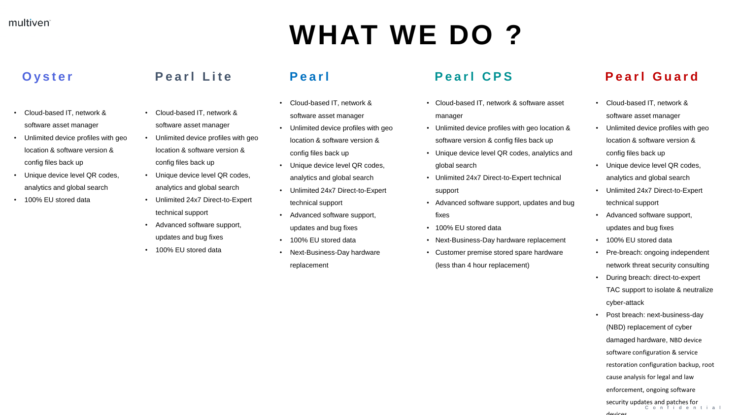# WHAT WE DO ?

## Oyster

- Cloud-based IT, network & software asset manager
- Unlimited device profiles with geo location & software version & config files back up
- Unique device level QR codes, analytics and global search
- 100% EU stored data

## Pearl Lite

- Cloud-based IT, network & software asset manager
- Unlimited device profiles with geo location & software version & config files back up
- Unique device level QR codes, analytics and global search
- Unlimited 24x7 Direct-to-Expert technical support
- Advanced software support, updates and bug fixes
- 100% EU stored data

## Pearl

- Cloud-based IT, network & software asset manager
- Unlimited device profiles with geo location & software version & config files back up
- Unique device level QR codes, analytics and global search
- Unlimited 24x7 Direct-to-Expert technical support
- Advanced software support, updates and bug fixes
- 100% EU stored data
- Next-Business-Day hardware replacement

## Pearl CPS

- Cloud-based IT, network & software asset manager
- Unlimited device profiles with geo location & software version & config files back up
- Unique device level QR codes, analytics and global search
- Unlimited 24x7 Direct-to-Expert technical support
- Advanced software support, updates and bug fixes
- 100% EU stored data
- Next-Business-Day hardware replacement
- Customer premise stored spare hardware (less than 4 hour replacement)

## Pearl Guard

- Cloud-based IT, network & software asset manager
- Unlimited device profiles with geo location & software version & config files back up
- Unique device level QR codes, analytics and global search
- Unlimited 24x7 Direct-to-Expert technical support
- Advanced software support, updates and bug fixes
- 100% EU stored data
- Pre-breach: ongoing independent network threat security consulting
- During breach: direct-to-expert TAC support to isolate & neutralize cyber-attack
- Post breach: next-business-day (NBD) replacement of cyber damaged hardware, NBD device software configuration & service restoration configuration backup, root cause analysis for legal and law enforcement, ongoing software security updates and patches for devices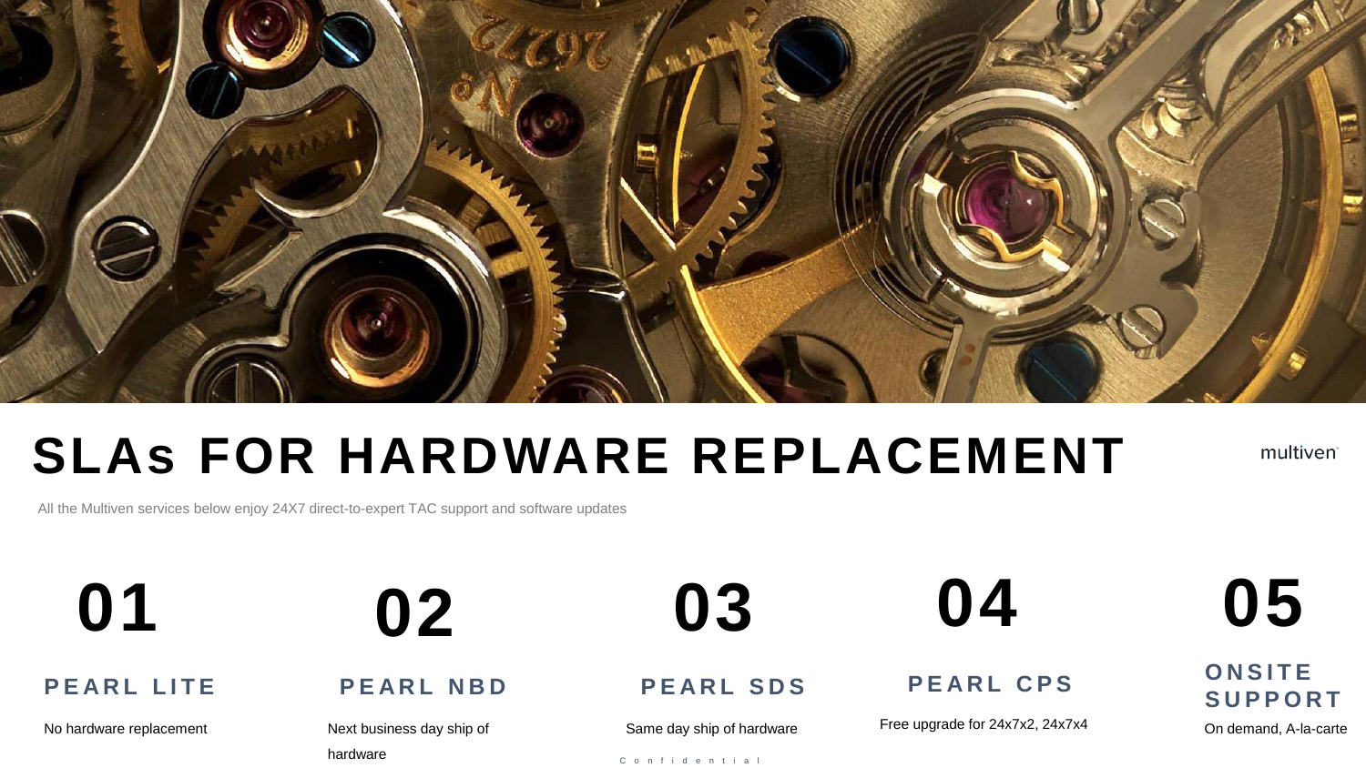# SLAs FOR HARDWARE REPLACEMENT

multiven

All the Multiven services below enjoy 24X7 direct-to-expert TAC support and software updates

## 01

### PEARL LITE

No hardware replacement

## 02

### PEARL NBD

Next business day ship of hardware

## 03

### PEARL SDS

Same day ship of hardware

## 04

### PEARL CPS

Free upgrade for 24x7x2, 24x7x4

## 05

### ONSITE SUPPORT

On demand, A-la-carte

Confidential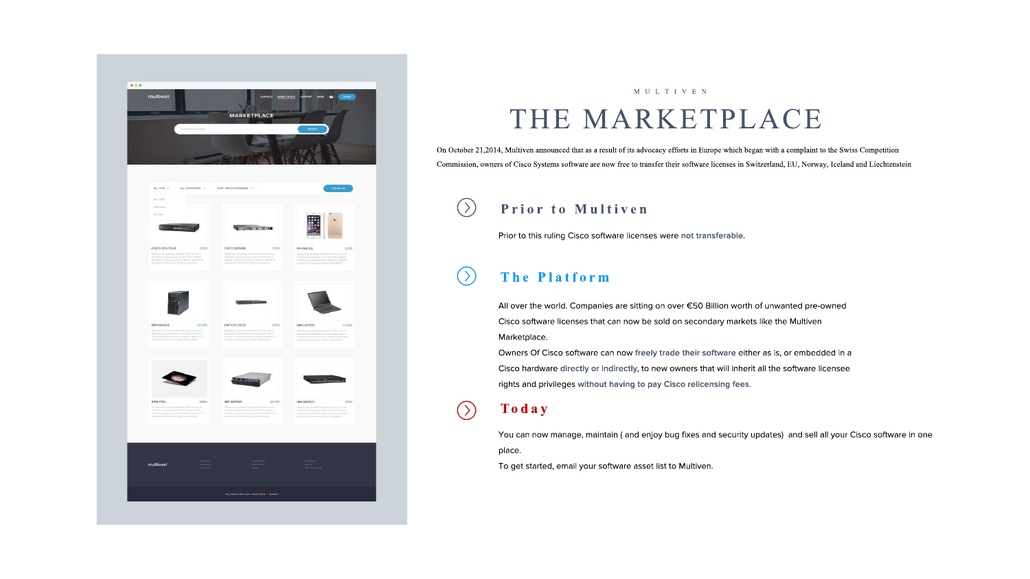MULTIVEN

# THE MARKETPLACE

On October 21,2014, Multiven announced that as a result of its advocacy efforts in Europe which began with a complaint to the Swiss Competition Commission, owners of Cisco Systems software are now free to transfer their software licenses in Switzerland, EU, Norway, Iceland and Liechtenstein

## Prior to Multiven

Prior to this ruling Cisco software licenses were not transferable.

## The Platform

All over the world. Companies are sitting on over €50 Billion worth of unwanted pre-owned Cisco software licenses that can now be sold on secondary markets like the Multiven Marketplace.

Owners Of Cisco software can now freely trade their software either as is, or embedded in a Cisco hardware directly or indirectly, to new owners that will inherit all the software licensee rights and privileges without having to pay Cisco relicensing fees.

## Today

You can now manage, maintain ( and enjoy bug fixes and security updates) and sell all your Cisco software in one place.

To get started, email your software asset list to Multiven.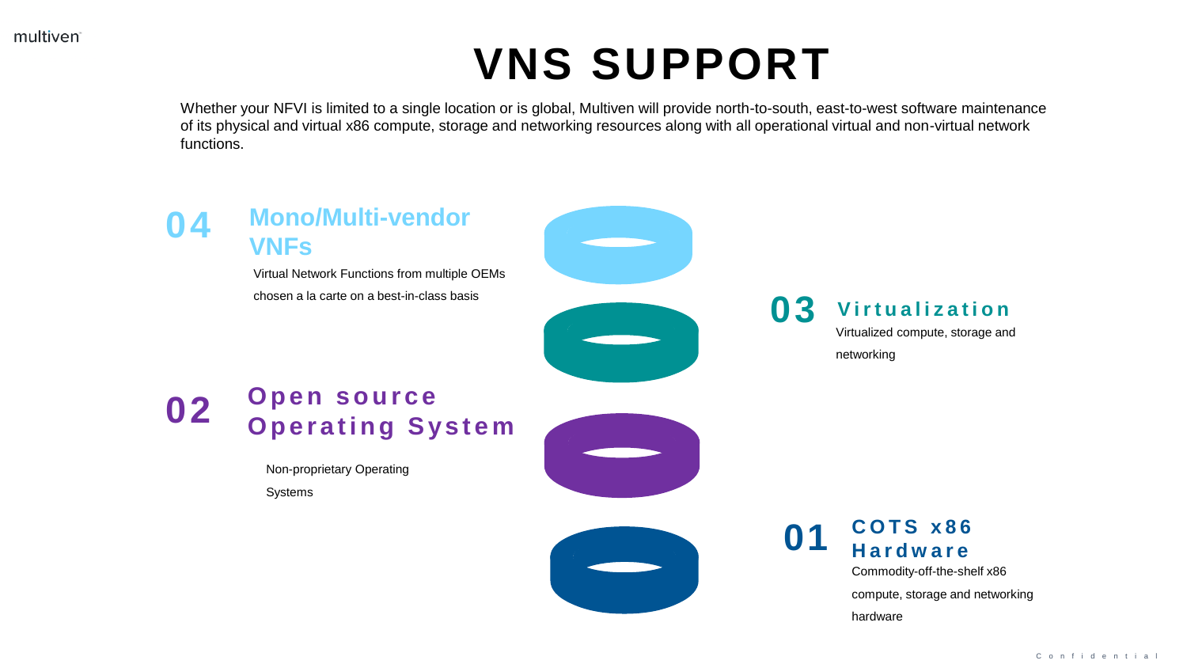# VNS SUPPORT

Whether your NFVI is limited to a single location or is global, Multiven will provide north-to-south, east-to-west software maintenance of its physical and virtual x86 compute, storage and networking resources along with all operational virtual and non-virtual network functions.

## 04 Mono/Multi-vendor VNFs

Virtual Network Functions from multiple OEMs chosen a la carte on a best-in-class basis

## 03 Virtualization

Virtualized compute, storage and networking

## 02 Open source Operating System

Non-proprietary Operating Systems

## 01 COTS x86 Hardware

Commodity-off-the-shelf x86 compute, storage and networking hardware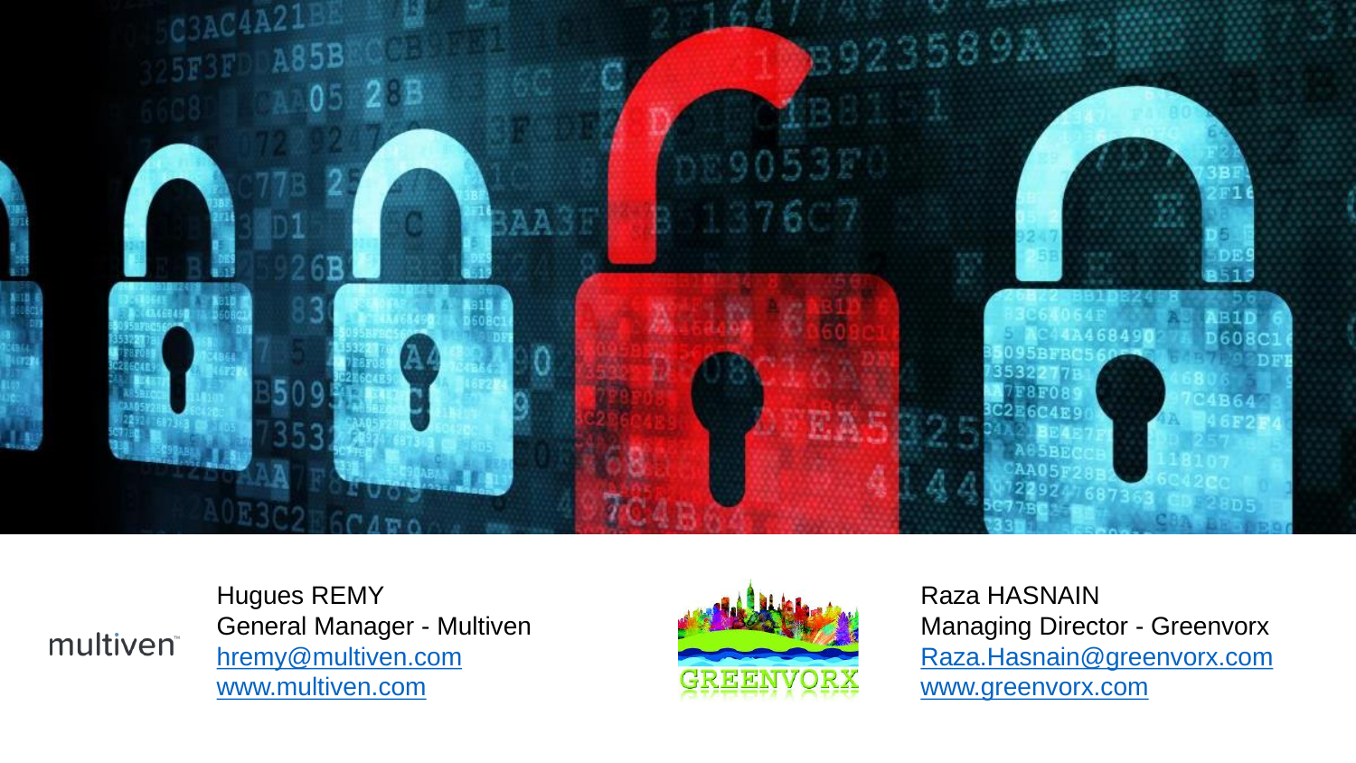multiven

Hugues REMY
General Manager - Multiven
hremy@multiven.com
www.multiven.com

GREENVORX

Raza HASNAIN
Managing Director - Greenvorx
Raza.Hasnain@greenvorx.com
www.greenvorx.com